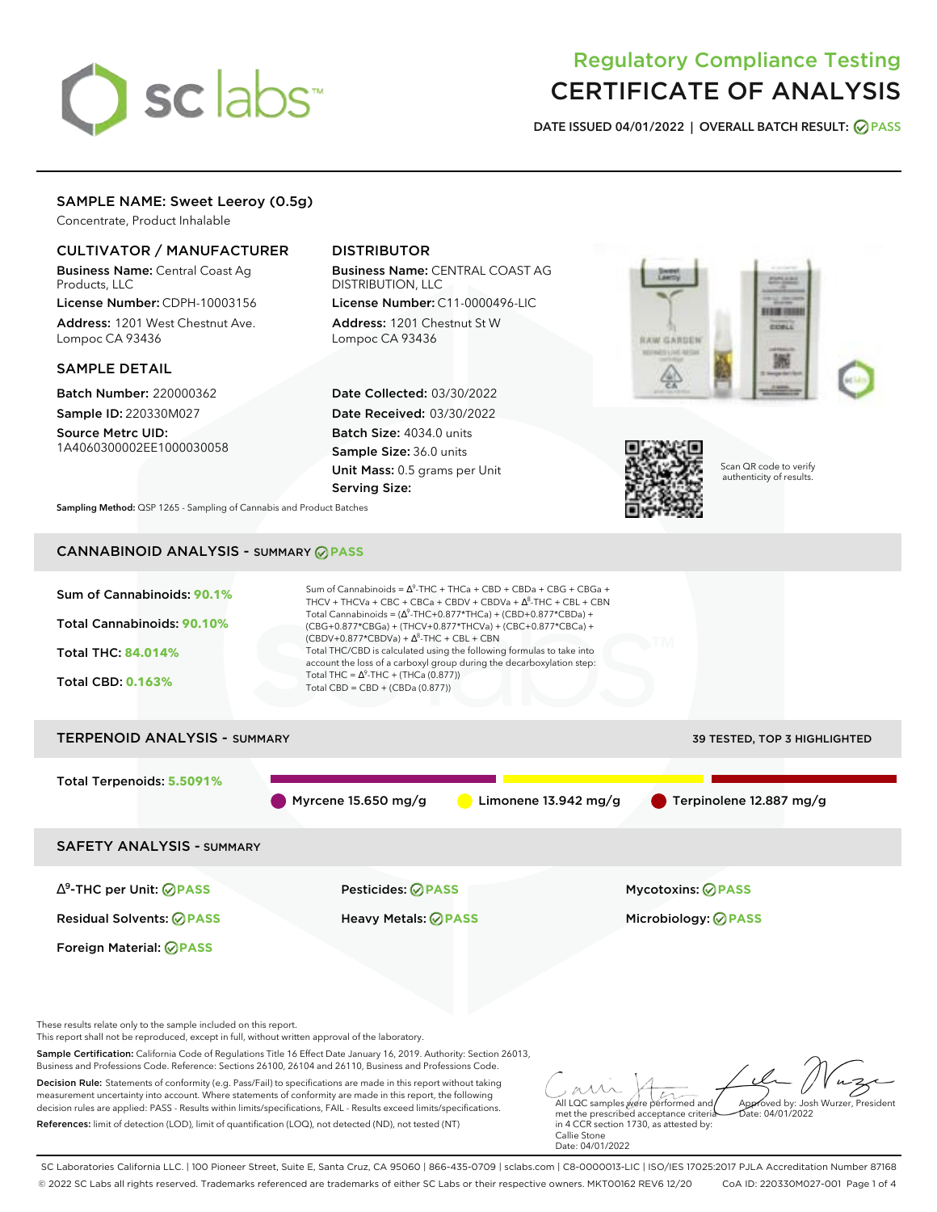sc labs

# Regulatory Compliance Testing
# CERTIFICATE OF ANALYSIS

**DATE ISSUED 04/01/2022 | OVERALL BATCH RESULT: PASS**

## SAMPLE NAME: Sweet Leeroy (0.5g)

Concentrate, Product Inhalable

### CULTIVATOR / MANUFACTURER

**Business Name:** Central Coast Ag Products, LLC

**License Number:** CDPH-10003156

**Address:** 1201 West Chestnut Ave. Lompoc CA 93436

### DISTRIBUTOR

**Business Name:** CENTRAL COAST AG DISTRIBUTION, LLC

**License Number:** C11-0000496-LIC

**Address:** 1201 Chestnut St W Lompoc CA 93436

### SAMPLE DETAIL

**Batch Number:** 220000362

**Sample ID:** 220330M027

**Source Metrc UID:** 1A4060300002EE1000030058

**Date Collected:** 03/30/2022

**Date Received:** 03/30/2022

**Batch Size:** 4034.0 units

**Sample Size:** 36.0 units

**Unit Mass:** 0.5 grams per Unit

**Serving Size:**

Scan QR code to verify authenticity of results.

**Sampling Method:** QSP 1265 - Sampling of Cannabis and Product Batches

## CANNABINOID ANALYSIS - SUMMARY PASS

**Sum of Cannabinoids: 90.1%**

**Total Cannabinoids: 90.10%**

**Total THC: 84.014%**

**Total CBD: 0.163%**

Sum of Cannabinoids = $\Delta^9$-THC + THCa + CBD + CBDa + CBG + CBGa + THCV + THCVa + CBC + CBCa + CBDV + CBDVa + $\Delta^8$-THC + CBL + CBN

Total Cannabinoids = ($\Delta^9$-THC+0.877*THCa) + (CBD+0.877*CBDa) + (CBG+0.877*CBGa) + (THCV+0.877*THCVa) + (CBC+0.877*CBCa) + (CBDV+0.877*CBDVa) + $\Delta^8$-THC + CBL + CBN

Total THC/CBD is calculated using the following formulas to take into account the loss of a carboxyl group during the decarboxylation step:

Total THC = $\Delta^9$-THC + (THCa (0.877))

Total CBD = CBD + (CBDa (0.877))

## TERPENOID ANALYSIS - SUMMARY

39 TESTED, TOP 3 HIGHLIGHTED

**Total Terpenoids: 5.5091%**

Myrcene 15.650 mg/g | Limonene 13.942 mg/g | Terpinolene 12.887 mg/g

## SAFETY ANALYSIS - SUMMARY

| | | |
|---|---|---|
| $\Delta^9$-THC per Unit: PASS | Pesticides: PASS | Mycotoxins: PASS |
| Residual Solvents: PASS | Heavy Metals: PASS | Microbiology: PASS |
| Foreign Material: PASS | | |

These results relate only to the sample included on this report.
This report shall not be reproduced, except in full, without written approval of the laboratory.

**Sample Certification:** California Code of Regulations Title 16 Effect Date January 16, 2019. Authority: Section 26013, Business and Professions Code. Reference: Sections 26100, 26104 and 26110, Business and Professions Code.

**Decision Rule:** Statements of conformity (e.g. Pass/Fail) to specifications are made in this report without taking measurement uncertainty into account. Where statements of conformity are made in this report, the following decision rules are applied: PASS - Results within limits/specifications, FAIL - Results exceed limits/specifications.

**References:** limit of detection (LOD), limit of quantification (LOQ), not detected (ND), not tested (NT)

All LQC samples were performed and met the prescribed acceptance criteria in 4 CCR section 1730, as attested by: Callie Stone Date: 04/01/2022

Approved by: Josh Wurzer, President Date: 04/01/2022

SC Laboratories California LLC. | 100 Pioneer Street, Suite E, Santa Cruz, CA 95060 | 866-435-0709 | sclabs.com | C8-0000013-LIC | ISO/IES 17025:2017 PJLA Accreditation Number 87168
© 2022 SC Labs all rights reserved. Trademarks referenced are trademarks of either SC Labs or their respective owners. MKT00162 REV6 12/20 CoA ID: 220330M027-001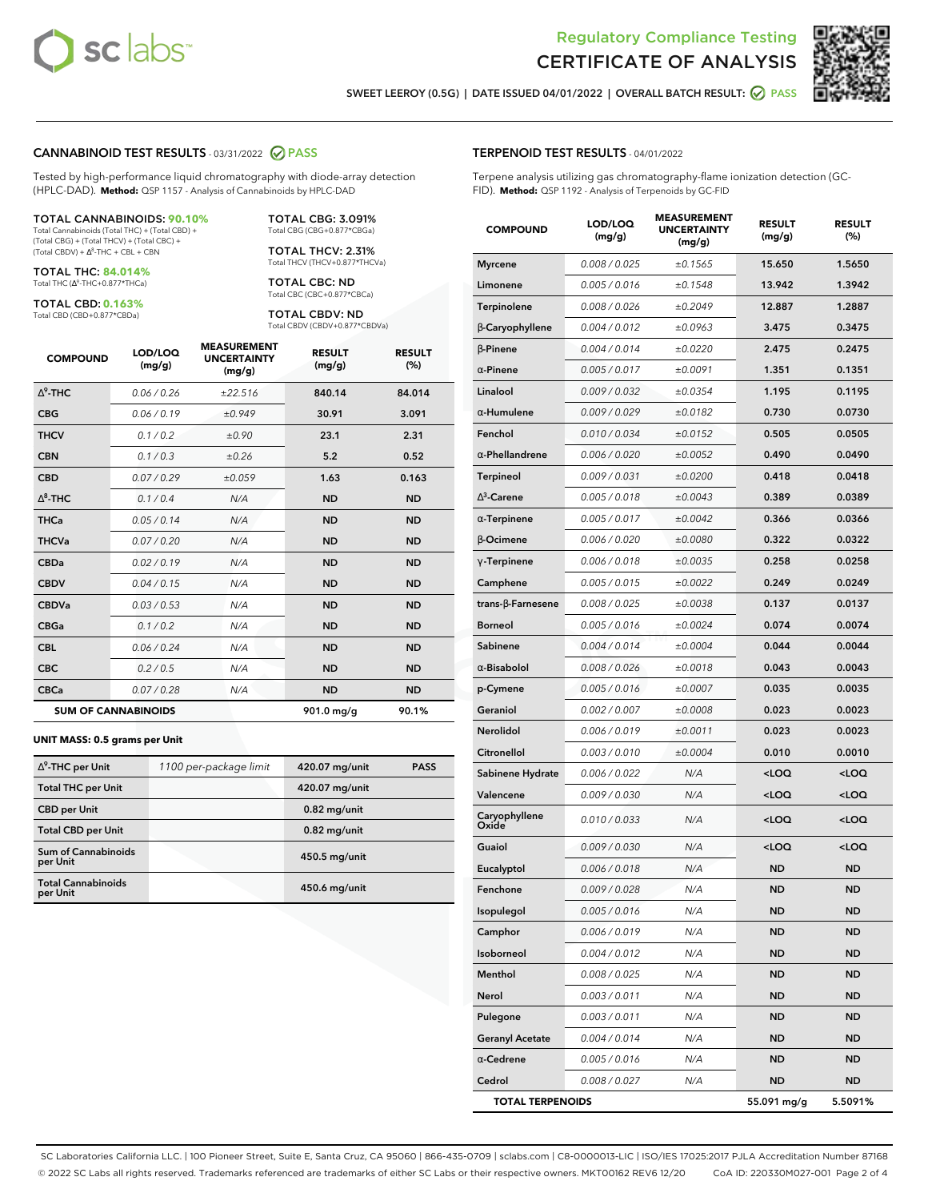Regulatory Compliance Testing
# CERTIFICATE OF ANALYSIS

SWEET LEEROY (0.5G) | DATE ISSUED 04/01/2022 | OVERALL BATCH RESULT: PASS

## CANNABINOID TEST RESULTS - 03/31/2022 PASS

Tested by high-performance liquid chromatography with diode-array detection (HPLC-DAD). **Method:** QSP 1157 - Analysis of Cannabinoids by HPLC-DAD

**TOTAL CANNABINOIDS: 90.10%**
Total Cannabinoids (Total THC) + (Total CBD) + (Total CBG) + (Total THCV) + (Total CBC) + (Total CBDV) + Δ8-THC + CBL + CBN

**TOTAL THC: 84.014%**
Total THC (Δ9-THC+0.877*THCa)

**TOTAL CBD: 0.163%**
Total CBD (CBD+0.877*CBDa)

**TOTAL CBG: 3.091%**
Total CBG (CBG+0.877*CBGa)

**TOTAL THCV: 2.31%**
Total THCV (THCV+0.877*THCVa)

**TOTAL CBC: ND**
Total CBC (CBC+0.877*CBCa)

**TOTAL CBDV: ND**
Total CBDV (CBDV+0.877*CBDVa)

| COMPOUND | LOD/LOQ (mg/g) | MEASUREMENT UNCERTAINTY (mg/g) | RESULT (mg/g) | RESULT (%) |
|---|---|---|---|---|
| Δ9-THC | 0.06 / 0.26 | ±22.516 | 840.14 | 84.014 |
| CBG | 0.06 / 0.19 | ±0.949 | 30.91 | 3.091 |
| THCV | 0.1 / 0.2 | ±0.90 | 23.1 | 2.31 |
| CBN | 0.1 / 0.3 | ±0.26 | 5.2 | 0.52 |
| CBD | 0.07 / 0.29 | ±0.059 | 1.63 | 0.163 |
| Δ8-THC | 0.1 / 0.4 | N/A | ND | ND |
| THCa | 0.05 / 0.14 | N/A | ND | ND |
| THCVa | 0.07 / 0.20 | N/A | ND | ND |
| CBDa | 0.02 / 0.19 | N/A | ND | ND |
| CBDV | 0.04 / 0.15 | N/A | ND | ND |
| CBDVa | 0.03 / 0.53 | N/A | ND | ND |
| CBGa | 0.1 / 0.2 | N/A | ND | ND |
| CBL | 0.06 / 0.24 | N/A | ND | ND |
| CBC | 0.2 / 0.5 | N/A | ND | ND |
| CBCa | 0.07 / 0.28 | N/A | ND | ND |
| **SUM OF CANNABINOIDS** | | | 901.0 mg/g | 90.1% |

**UNIT MASS: 0.5 grams per Unit**

| | | | |
|---|---|---|---|
| Δ9-THC per Unit | 1100 per-package limit | 420.07 mg/unit | PASS |
| Total THC per Unit | | 420.07 mg/unit | |
| CBD per Unit | | 0.82 mg/unit | |
| Total CBD per Unit | | 0.82 mg/unit | |
| Sum of Cannabinoids per Unit | | 450.5 mg/unit | |
| Total Cannabinoids per Unit | | 450.6 mg/unit | |

## TERPENOID TEST RESULTS - 04/01/2022

Terpene analysis utilizing gas chromatography-flame ionization detection (GC-FID). **Method:** QSP 1192 - Analysis of Terpenoids by GC-FID

| COMPOUND | LOD/LOQ (mg/g) | MEASUREMENT UNCERTAINTY (mg/g) | RESULT (mg/g) | RESULT (%) |
|---|---|---|---|---|
| Myrcene | 0.008 / 0.025 | ±0.1565 | 15.650 | 1.5650 |
| Limonene | 0.005 / 0.016 | ±0.1548 | 13.942 | 1.3942 |
| Terpinolene | 0.008 / 0.026 | ±0.2049 | 12.887 | 1.2887 |
| β-Caryophyllene | 0.004 / 0.012 | ±0.0963 | 3.475 | 0.3475 |
| β-Pinene | 0.004 / 0.014 | ±0.0220 | 2.475 | 0.2475 |
| α-Pinene | 0.005 / 0.017 | ±0.0091 | 1.351 | 0.1351 |
| Linalool | 0.009 / 0.032 | ±0.0354 | 1.195 | 0.1195 |
| α-Humulene | 0.009 / 0.029 | ±0.0182 | 0.730 | 0.0730 |
| Fenchol | 0.010 / 0.034 | ±0.0152 | 0.505 | 0.0505 |
| α-Phellandrene | 0.006 / 0.020 | ±0.0052 | 0.490 | 0.0490 |
| Terpineol | 0.009 / 0.031 | ±0.0200 | 0.418 | 0.0418 |
| Δ3-Carene | 0.005 / 0.018 | ±0.0043 | 0.389 | 0.0389 |
| α-Terpinene | 0.005 / 0.017 | ±0.0042 | 0.366 | 0.0366 |
| β-Ocimene | 0.006 / 0.020 | ±0.0080 | 0.322 | 0.0322 |
| γ-Terpinene | 0.006 / 0.018 | ±0.0035 | 0.258 | 0.0258 |
| Camphene | 0.005 / 0.015 | ±0.0022 | 0.249 | 0.0249 |
| trans-β-Farnesene | 0.008 / 0.025 | ±0.0038 | 0.137 | 0.0137 |
| Borneol | 0.005 / 0.016 | ±0.0024 | 0.074 | 0.0074 |
| Sabinene | 0.004 / 0.014 | ±0.0004 | 0.044 | 0.0044 |
| α-Bisabolol | 0.008 / 0.026 | ±0.0018 | 0.043 | 0.0043 |
| p-Cymene | 0.005 / 0.016 | ±0.0007 | 0.035 | 0.0035 |
| Geraniol | 0.002 / 0.007 | ±0.0008 | 0.023 | 0.0023 |
| Nerolidol | 0.006 / 0.019 | ±0.0011 | 0.023 | 0.0023 |
| Citronellol | 0.003 / 0.010 | ±0.0004 | 0.010 | 0.0010 |
| Sabinene Hydrate | 0.006 / 0.022 | N/A | <LOQ | <LOQ |
| Valencene | 0.009 / 0.030 | N/A | <LOQ | <LOQ |
| Caryophyllene Oxide | 0.010 / 0.033 | N/A | <LOQ | <LOQ |
| Guaiol | 0.009 / 0.030 | N/A | <LOQ | <LOQ |
| Eucalyptol | 0.006 / 0.018 | N/A | ND | ND |
| Fenchone | 0.009 / 0.028 | N/A | ND | ND |
| Isopulegol | 0.005 / 0.016 | N/A | ND | ND |
| Camphor | 0.006 / 0.019 | N/A | ND | ND |
| Isoborneol | 0.004 / 0.012 | N/A | ND | ND |
| Menthol | 0.008 / 0.025 | N/A | ND | ND |
| Nerol | 0.003 / 0.011 | N/A | ND | ND |
| Pulegone | 0.003 / 0.011 | N/A | ND | ND |
| Geranyl Acetate | 0.004 / 0.014 | N/A | ND | ND |
| α-Cedrene | 0.005 / 0.016 | N/A | ND | ND |
| Cedrol | 0.008 / 0.027 | N/A | ND | ND |
| **TOTAL TERPENOIDS** | | | 55.091 mg/g | 5.5091% |

SC Laboratories California LLC. | 100 Pioneer Street, Suite E, Santa Cruz, CA 95060 | 866-435-0709 | sclabs.com | C8-0000013-LIC | ISO/IES 17025:2017 PJLA Accreditation Number 87168
© 2022 SC Labs all rights reserved. Trademarks referenced are trademarks of either SC Labs or their respective owners. MKT00162 REV6 12/20 CoA ID: 220330M027-001